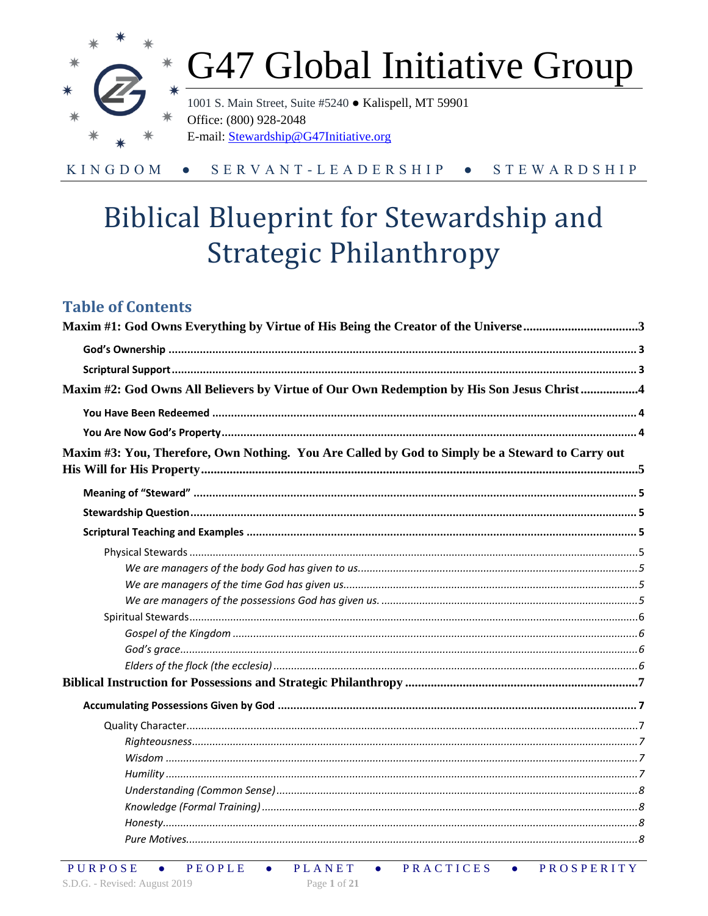# G47 Global Initiative Group

1001 S. Main Street, Suite #5240 ● Kalispell, MT 59901
Office: (800) 928-2048
E-mail: Stewardship@G47Initiative.org

KINGDOM ● SERVANT-LEADERSHIP ● STEWARDSHIP

# Biblical Blueprint for Stewardship and Strategic Philanthropy

## Table of Contents

**Maxim #1: God Owns Everything by Virtue of His Being the Creator of the Universe** .......... 3

- **God's Ownership** .......... 3
- **Scriptural Support** .......... 3

**Maxim #2: God Owns All Believers by Virtue of Our Own Redemption by His Son Jesus Christ** .......... 4

- **You Have Been Redeemed** .......... 4
- **You Are Now God's Property** .......... 4

**Maxim #3: You, Therefore, Own Nothing. You Are Called by God to Simply be a Steward to Carry out His Will for His Property** .......... 5

- **Meaning of "Steward"** .......... 5
- **Stewardship Question** .......... 5
- **Scriptural Teaching and Examples** .......... 5
  - Physical Stewards .......... 5
    - *We are managers of the body God has given to us.* .......... 5
    - *We are managers of the time God has given us.* .......... 5
    - *We are managers of the possessions God has given us.* .......... 5
  - Spiritual Stewards .......... 6
    - *Gospel of the Kingdom* .......... 6
    - *God's grace* .......... 6
    - *Elders of the flock (the ecclesia)* .......... 6

**Biblical Instruction for Possessions and Strategic Philanthropy** .......... 7

- **Accumulating Possessions Given by God** .......... 7
  - Quality Character .......... 7
    - *Righteousness* .......... 7
    - *Wisdom* .......... 7
    - *Humility* .......... 7
    - *Understanding (Common Sense)* .......... 8
    - *Knowledge (Formal Training)* .......... 8
    - *Honesty* .......... 8
    - *Pure Motives* .......... 8

PURPOSE ● PEOPLE ● PLANET ● PRACTICES ● PROSPERITY

S.D.G. - Revised: August 2019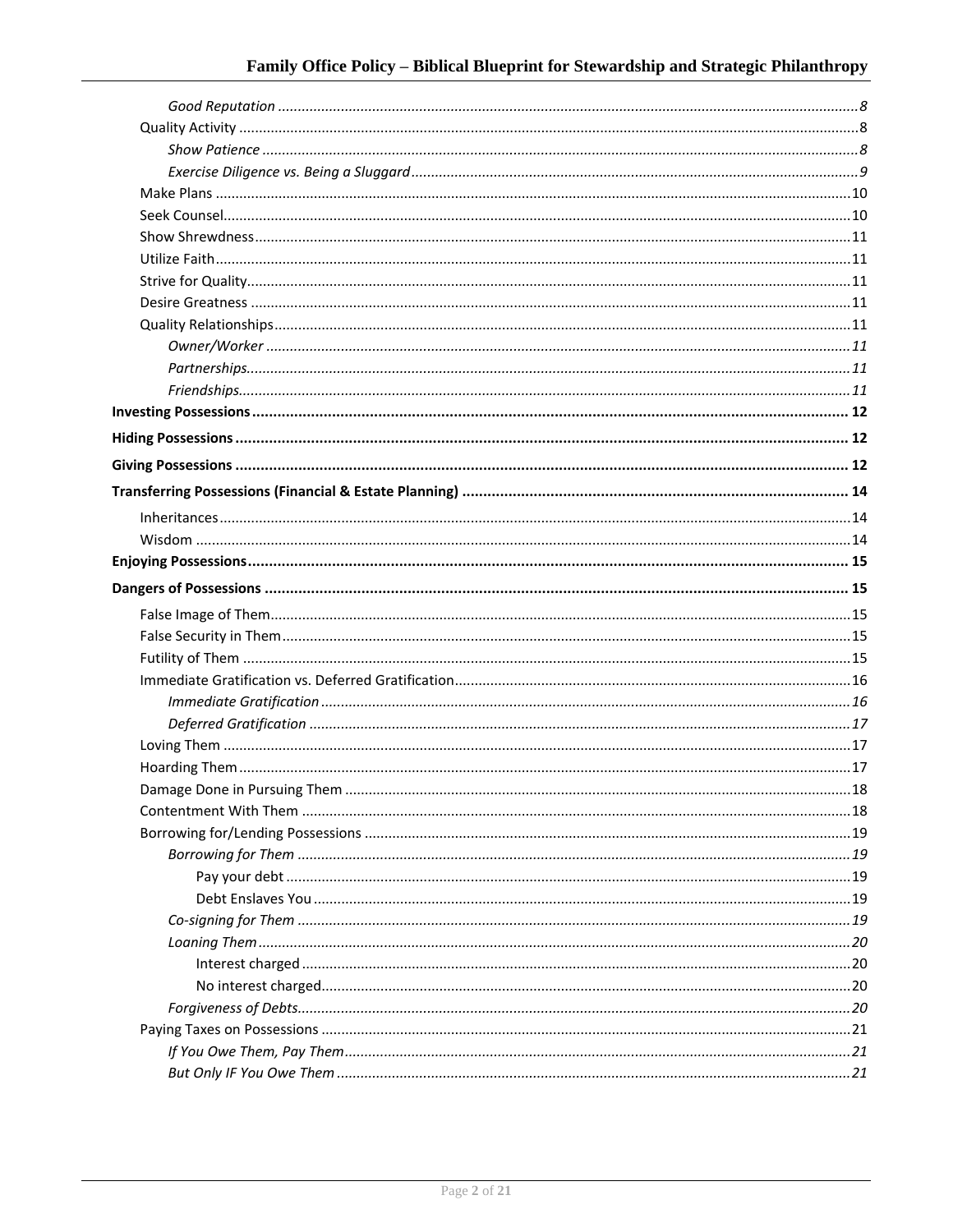- *Good Reputation* ... 8
- Quality Activity ... 8
  - *Show Patience* ... 8
  - *Exercise Diligence vs. Being a Sluggard* ... 9
- Make Plans ... 10
- Seek Counsel ... 10
- Show Shrewdness ... 11
- Utilize Faith ... 11
- Strive for Quality ... 11
- Desire Greatness ... 11
- Quality Relationships ... 11
  - *Owner/Worker* ... 11
  - *Partnerships* ... 11
  - *Friendships* ... 11

**Investing Possessions ... 12**

**Hiding Possessions ... 12**

**Giving Possessions ... 12**

**Transferring Possessions (Financial & Estate Planning) ... 14**

- Inheritances ... 14
- Wisdom ... 14

**Enjoying Possessions ... 15**

**Dangers of Possessions ... 15**

- False Image of Them ... 15
- False Security in Them ... 15
- Futility of Them ... 15
- Immediate Gratification vs. Deferred Gratification ... 16
  - *Immediate Gratification* ... 16
  - *Deferred Gratification* ... 17
- Loving Them ... 17
- Hoarding Them ... 17
- Damage Done in Pursuing Them ... 18
- Contentment With Them ... 18
- Borrowing for/Lending Possessions ... 19
  - *Borrowing for Them* ... 19
    - Pay your debt ... 19
    - Debt Enslaves You ... 19
  - *Co-signing for Them* ... 19
  - *Loaning Them* ... 20
    - Interest charged ... 20
    - No interest charged ... 20
  - *Forgiveness of Debts* ... 20
- Paying Taxes on Possessions ... 21
  - *If You Owe Them, Pay Them* ... 21
  - *But Only IF You Owe Them* ... 21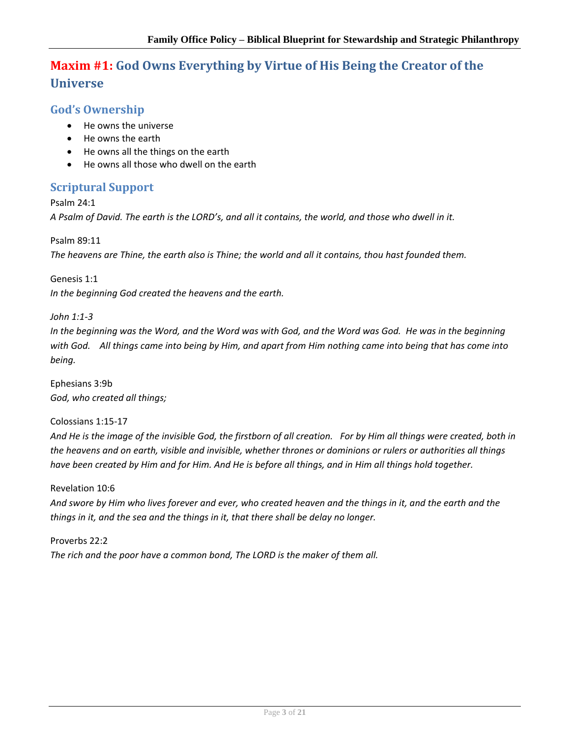# Maxim #1: God Owns Everything by Virtue of His Being the Creator of the Universe

## God's Ownership

- He owns the universe
- He owns the earth
- He owns all the things on the earth
- He owns all those who dwell on the earth

## Scriptural Support

Psalm 24:1
*A Psalm of David. The earth is the LORD's, and all it contains, the world, and those who dwell in it.*

Psalm 89:11
*The heavens are Thine, the earth also is Thine; the world and all it contains, thou hast founded them.*

Genesis 1:1
*In the beginning God created the heavens and the earth.*

*John 1:1-3*
*In the beginning was the Word, and the Word was with God, and the Word was God. He was in the beginning with God. All things came into being by Him, and apart from Him nothing came into being that has come into being.*

Ephesians 3:9b
*God, who created all things;*

Colossians 1:15-17
*And He is the image of the invisible God, the firstborn of all creation. For by Him all things were created, both in the heavens and on earth, visible and invisible, whether thrones or dominions or rulers or authorities all things have been created by Him and for Him. And He is before all things, and in Him all things hold together.*

Revelation 10:6
*And swore by Him who lives forever and ever, who created heaven and the things in it, and the earth and the things in it, and the sea and the things in it, that there shall be delay no longer.*

Proverbs 22:2
*The rich and the poor have a common bond, The LORD is the maker of them all.*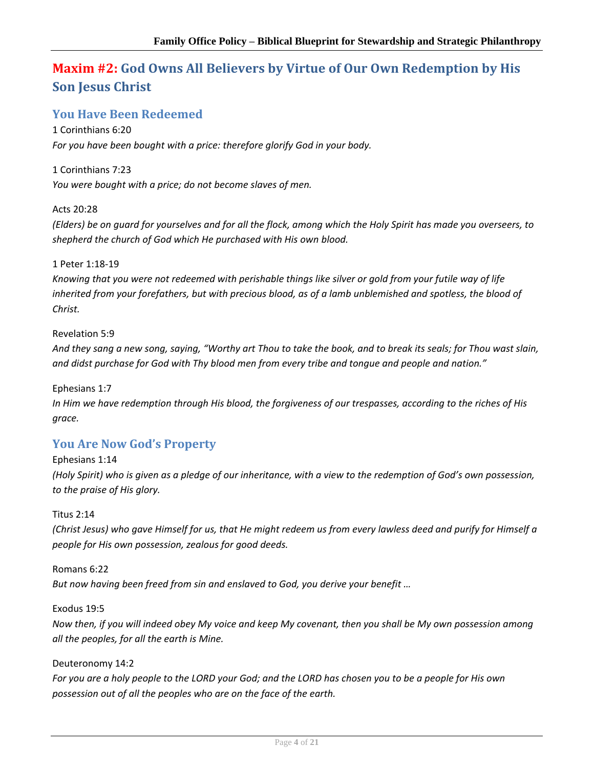## Maxim #2: God Owns All Believers by Virtue of Our Own Redemption by His Son Jesus Christ

### You Have Been Redeemed

1 Corinthians 6:20
*For you have been bought with a price: therefore glorify God in your body.*

1 Corinthians 7:23
*You were bought with a price; do not become slaves of men.*

Acts 20:28
*(Elders) be on guard for yourselves and for all the flock, among which the Holy Spirit has made you overseers, to shepherd the church of God which He purchased with His own blood.*

1 Peter 1:18-19
*Knowing that you were not redeemed with perishable things like silver or gold from your futile way of life inherited from your forefathers, but with precious blood, as of a lamb unblemished and spotless, the blood of Christ.*

Revelation 5:9
*And they sang a new song, saying, "Worthy art Thou to take the book, and to break its seals; for Thou wast slain, and didst purchase for God with Thy blood men from every tribe and tongue and people and nation."*

Ephesians 1:7
*In Him we have redemption through His blood, the forgiveness of our trespasses, according to the riches of His grace.*

### You Are Now God's Property

Ephesians 1:14
*(Holy Spirit) who is given as a pledge of our inheritance, with a view to the redemption of God's own possession, to the praise of His glory.*

Titus 2:14
*(Christ Jesus) who gave Himself for us, that He might redeem us from every lawless deed and purify for Himself a people for His own possession, zealous for good deeds.*

Romans 6:22
*But now having been freed from sin and enslaved to God, you derive your benefit …*

Exodus 19:5
*Now then, if you will indeed obey My voice and keep My covenant, then you shall be My own possession among all the peoples, for all the earth is Mine.*

Deuteronomy 14:2
*For you are a holy people to the LORD your God; and the LORD has chosen you to be a people for His own possession out of all the peoples who are on the face of the earth.*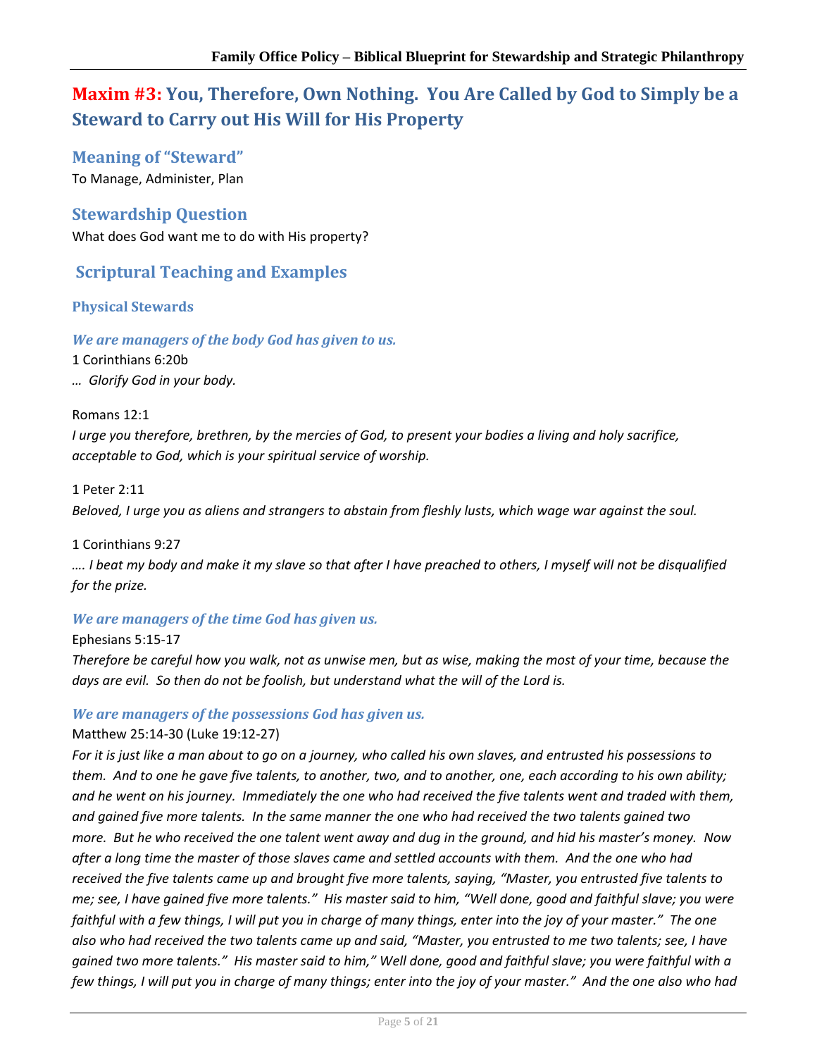## **Maxim #3:** You, Therefore, Own Nothing. You Are Called by God to Simply be a Steward to Carry out His Will for His Property

### Meaning of "Steward"

To Manage, Administer, Plan

### Stewardship Question

What does God want me to do with His property?

### Scriptural Teaching and Examples

#### Physical Stewards

***We are managers of the body God has given to us.***

1 Corinthians 6:20b

*… Glorify God in your body.*

Romans 12:1

*I urge you therefore, brethren, by the mercies of God, to present your bodies a living and holy sacrifice, acceptable to God, which is your spiritual service of worship.*

1 Peter 2:11

*Beloved, I urge you as aliens and strangers to abstain from fleshly lusts, which wage war against the soul.*

1 Corinthians 9:27

*…. I beat my body and make it my slave so that after I have preached to others, I myself will not be disqualified for the prize.*

***We are managers of the time God has given us.***

Ephesians 5:15-17

*Therefore be careful how you walk, not as unwise men, but as wise, making the most of your time, because the days are evil. So then do not be foolish, but understand what the will of the Lord is.*

***We are managers of the possessions God has given us.***

Matthew 25:14-30 (Luke 19:12-27)

*For it is just like a man about to go on a journey, who called his own slaves, and entrusted his possessions to them. And to one he gave five talents, to another, two, and to another, one, each according to his own ability; and he went on his journey. Immediately the one who had received the five talents went and traded with them, and gained five more talents. In the same manner the one who had received the two talents gained two more. But he who received the one talent went away and dug in the ground, and hid his master's money. Now after a long time the master of those slaves came and settled accounts with them. And the one who had received the five talents came up and brought five more talents, saying, "Master, you entrusted five talents to me; see, I have gained five more talents." His master said to him, "Well done, good and faithful slave; you were faithful with a few things, I will put you in charge of many things, enter into the joy of your master." The one also who had received the two talents came up and said, "Master, you entrusted to me two talents; see, I have gained two more talents." His master said to him," Well done, good and faithful slave; you were faithful with a few things, I will put you in charge of many things; enter into the joy of your master." And the one also who had*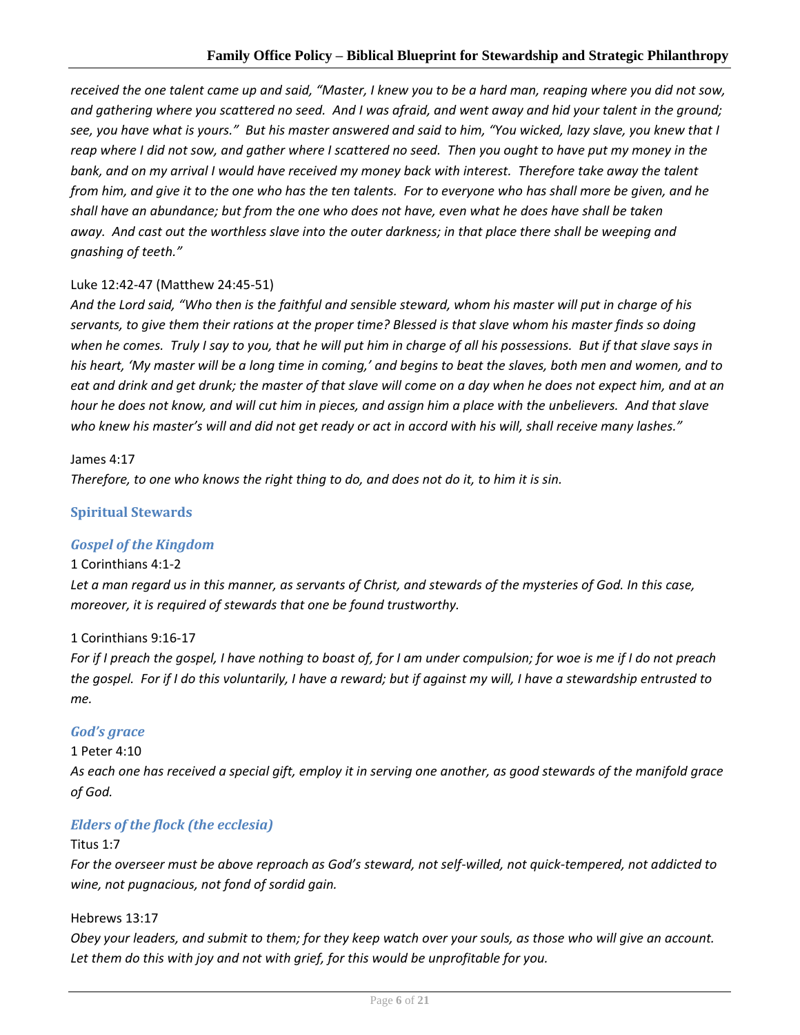*received the one talent came up and said, "Master, I knew you to be a hard man, reaping where you did not sow, and gathering where you scattered no seed. And I was afraid, and went away and hid your talent in the ground; see, you have what is yours." But his master answered and said to him, "You wicked, lazy slave, you knew that I reap where I did not sow, and gather where I scattered no seed. Then you ought to have put my money in the bank, and on my arrival I would have received my money back with interest. Therefore take away the talent from him, and give it to the one who has the ten talents. For to everyone who has shall more be given, and he shall have an abundance; but from the one who does not have, even what he does have shall be taken away. And cast out the worthless slave into the outer darkness; in that place there shall be weeping and gnashing of teeth."*

Luke 12:42-47 (Matthew 24:45-51)
*And the Lord said, "Who then is the faithful and sensible steward, whom his master will put in charge of his servants, to give them their rations at the proper time? Blessed is that slave whom his master finds so doing when he comes. Truly I say to you, that he will put him in charge of all his possessions. But if that slave says in his heart, 'My master will be a long time in coming,' and begins to beat the slaves, both men and women, and to eat and drink and get drunk; the master of that slave will come on a day when he does not expect him, and at an hour he does not know, and will cut him in pieces, and assign him a place with the unbelievers. And that slave who knew his master's will and did not get ready or act in accord with his will, shall receive many lashes."*

James 4:17
*Therefore, to one who knows the right thing to do, and does not do it, to him it is sin.*

## Spiritual Stewards

### *Gospel of the Kingdom*

1 Corinthians 4:1-2
*Let a man regard us in this manner, as servants of Christ, and stewards of the mysteries of God. In this case, moreover, it is required of stewards that one be found trustworthy.*

1 Corinthians 9:16-17
*For if I preach the gospel, I have nothing to boast of, for I am under compulsion; for woe is me if I do not preach the gospel. For if I do this voluntarily, I have a reward; but if against my will, I have a stewardship entrusted to me.*

### *God's grace*

1 Peter 4:10
*As each one has received a special gift, employ it in serving one another, as good stewards of the manifold grace of God.*

### *Elders of the flock (the ecclesia)*

Titus 1:7
*For the overseer must be above reproach as God's steward, not self-willed, not quick-tempered, not addicted to wine, not pugnacious, not fond of sordid gain.*

Hebrews 13:17
*Obey your leaders, and submit to them; for they keep watch over your souls, as those who will give an account. Let them do this with joy and not with grief, for this would be unprofitable for you.*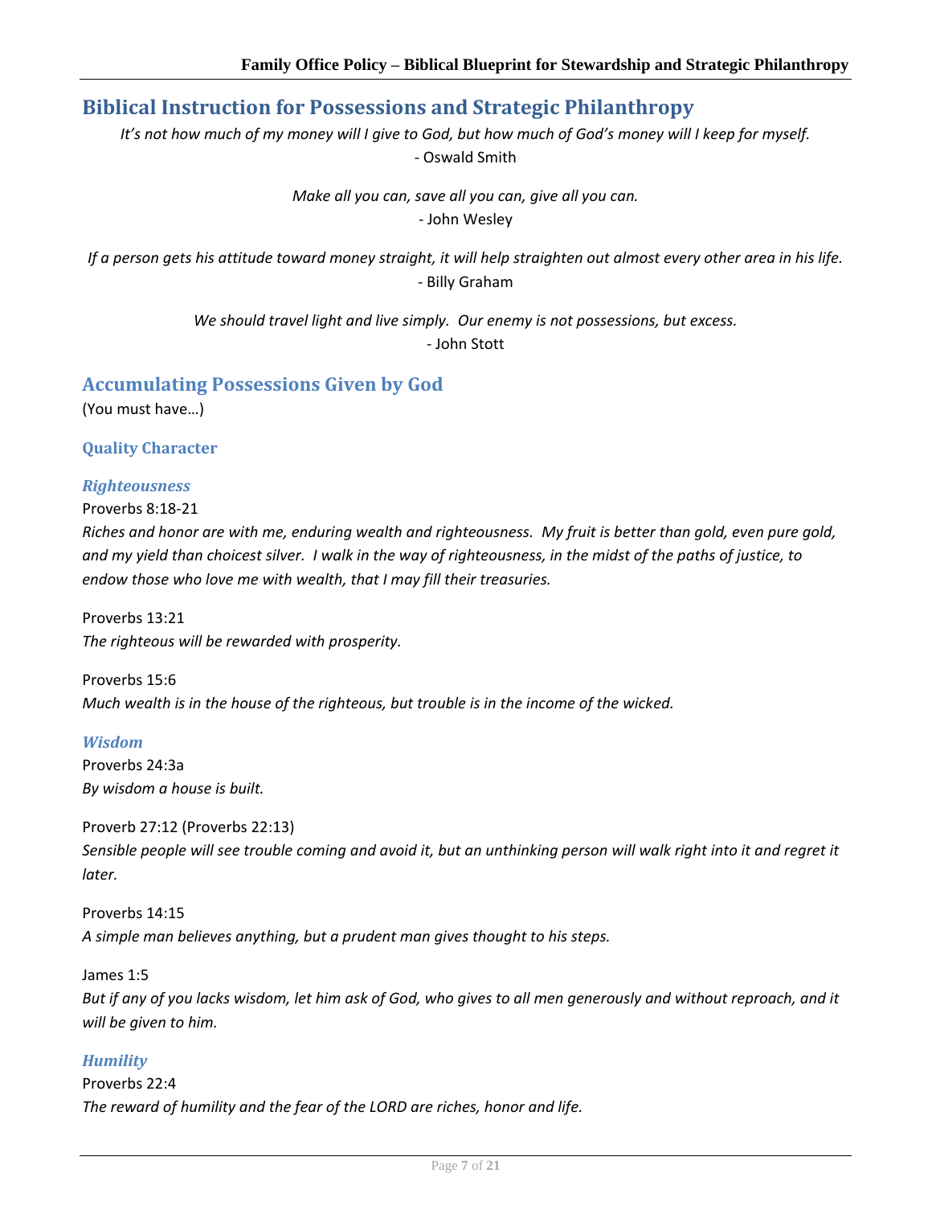# Biblical Instruction for Possessions and Strategic Philanthropy

*It's not how much of my money will I give to God, but how much of God's money will I keep for myself.*
- Oswald Smith

*Make all you can, save all you can, give all you can.*
- John Wesley

*If a person gets his attitude toward money straight, it will help straighten out almost every other area in his life.*
- Billy Graham

*We should travel light and live simply. Our enemy is not possessions, but excess.*
- John Stott

## Accumulating Possessions Given by God

(You must have…)

### Quality Character

#### *Righteousness*

Proverbs 8:18-21
*Riches and honor are with me, enduring wealth and righteousness. My fruit is better than gold, even pure gold, and my yield than choicest silver. I walk in the way of righteousness, in the midst of the paths of justice, to endow those who love me with wealth, that I may fill their treasuries.*

Proverbs 13:21
*The righteous will be rewarded with prosperity.*

Proverbs 15:6
*Much wealth is in the house of the righteous, but trouble is in the income of the wicked.*

#### *Wisdom*

Proverbs 24:3a
*By wisdom a house is built.*

Proverb 27:12 (Proverbs 22:13)
*Sensible people will see trouble coming and avoid it, but an unthinking person will walk right into it and regret it later.*

Proverbs 14:15
*A simple man believes anything, but a prudent man gives thought to his steps.*

James 1:5
*But if any of you lacks wisdom, let him ask of God, who gives to all men generously and without reproach, and it will be given to him.*

#### *Humility*

Proverbs 22:4
*The reward of humility and the fear of the LORD are riches, honor and life.*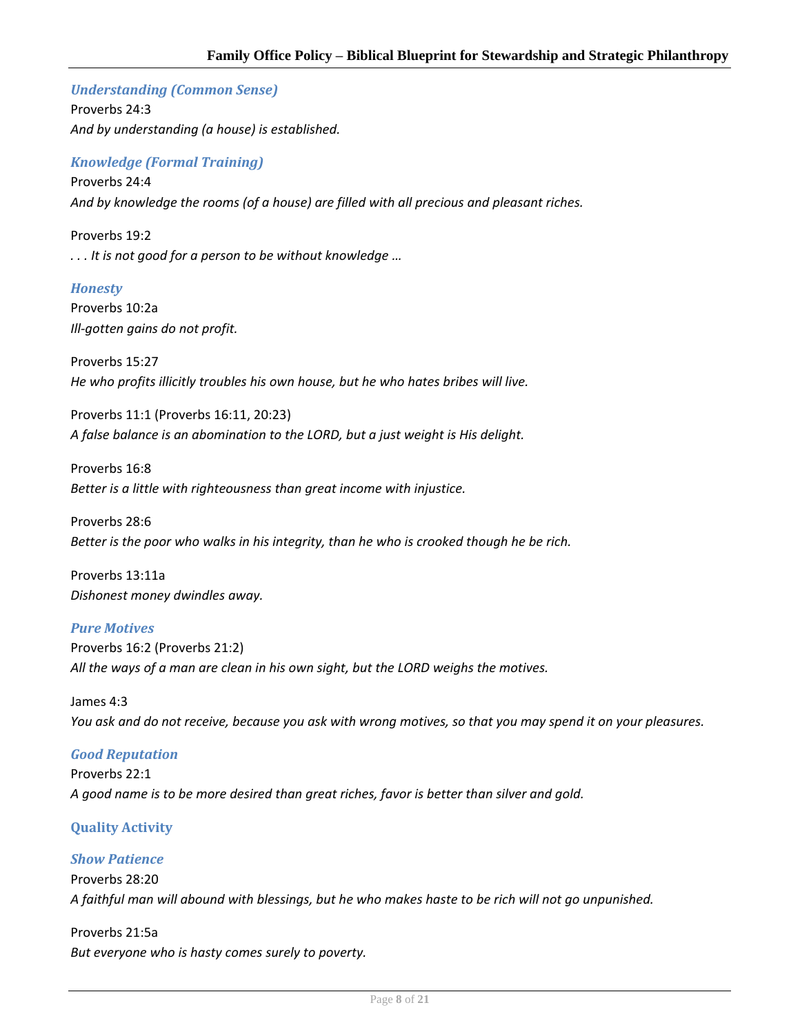### *Understanding (Common Sense)*

Proverbs 24:3
*And by understanding (a house) is established.*

### *Knowledge (Formal Training)*

Proverbs 24:4
*And by knowledge the rooms (of a house) are filled with all precious and pleasant riches.*

Proverbs 19:2
*. . . It is not good for a person to be without knowledge …*

### *Honesty*

Proverbs 10:2a
*Ill-gotten gains do not profit.*

Proverbs 15:27
*He who profits illicitly troubles his own house, but he who hates bribes will live.*

Proverbs 11:1 (Proverbs 16:11, 20:23)
*A false balance is an abomination to the LORD, but a just weight is His delight.*

Proverbs 16:8
*Better is a little with righteousness than great income with injustice.*

Proverbs 28:6
*Better is the poor who walks in his integrity, than he who is crooked though he be rich.*

Proverbs 13:11a
*Dishonest money dwindles away.*

### *Pure Motives*

Proverbs 16:2 (Proverbs 21:2)
*All the ways of a man are clean in his own sight, but the LORD weighs the motives.*

James 4:3
*You ask and do not receive, because you ask with wrong motives, so that you may spend it on your pleasures.*

### *Good Reputation*

Proverbs 22:1
*A good name is to be more desired than great riches, favor is better than silver and gold.*

## Quality Activity

### *Show Patience*

Proverbs 28:20
*A faithful man will abound with blessings, but he who makes haste to be rich will not go unpunished.*

Proverbs 21:5a
*But everyone who is hasty comes surely to poverty.*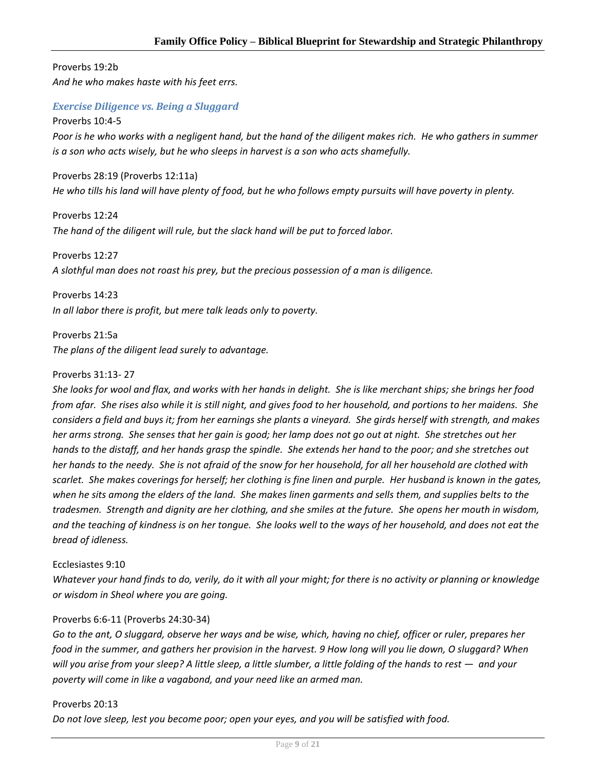Proverbs 19:2b

*And he who makes haste with his feet errs.*

### *Exercise Diligence vs. Being a Sluggard*

Proverbs 10:4-5

*Poor is he who works with a negligent hand, but the hand of the diligent makes rich. He who gathers in summer is a son who acts wisely, but he who sleeps in harvest is a son who acts shamefully.*

Proverbs 28:19 (Proverbs 12:11a)

*He who tills his land will have plenty of food, but he who follows empty pursuits will have poverty in plenty.*

Proverbs 12:24

*The hand of the diligent will rule, but the slack hand will be put to forced labor.*

Proverbs 12:27

*A slothful man does not roast his prey, but the precious possession of a man is diligence.*

Proverbs 14:23

*In all labor there is profit, but mere talk leads only to poverty.*

Proverbs 21:5a

*The plans of the diligent lead surely to advantage.*

Proverbs 31:13- 27

*She looks for wool and flax, and works with her hands in delight. She is like merchant ships; she brings her food from afar. She rises also while it is still night, and gives food to her household, and portions to her maidens. She considers a field and buys it; from her earnings she plants a vineyard. She girds herself with strength, and makes her arms strong. She senses that her gain is good; her lamp does not go out at night. She stretches out her hands to the distaff, and her hands grasp the spindle. She extends her hand to the poor; and she stretches out her hands to the needy. She is not afraid of the snow for her household, for all her household are clothed with scarlet. She makes coverings for herself; her clothing is fine linen and purple. Her husband is known in the gates, when he sits among the elders of the land. She makes linen garments and sells them, and supplies belts to the tradesmen. Strength and dignity are her clothing, and she smiles at the future. She opens her mouth in wisdom, and the teaching of kindness is on her tongue. She looks well to the ways of her household, and does not eat the bread of idleness.*

Ecclesiastes 9:10

*Whatever your hand finds to do, verily, do it with all your might; for there is no activity or planning or knowledge or wisdom in Sheol where you are going.*

Proverbs 6:6-11 (Proverbs 24:30-34)

*Go to the ant, O sluggard, observe her ways and be wise, which, having no chief, officer or ruler, prepares her food in the summer, and gathers her provision in the harvest. 9 How long will you lie down, O sluggard? When will you arise from your sleep? A little sleep, a little slumber, a little folding of the hands to rest — and your poverty will come in like a vagabond, and your need like an armed man.*

Proverbs 20:13

*Do not love sleep, lest you become poor; open your eyes, and you will be satisfied with food.*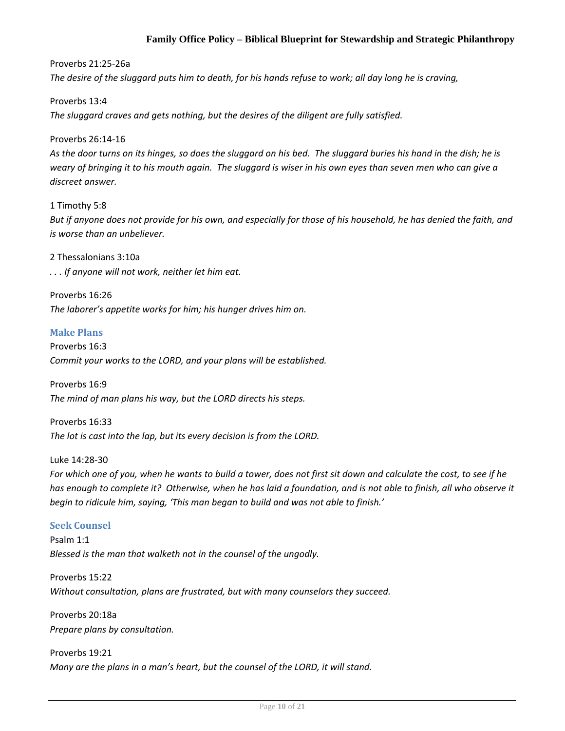Proverbs 21:25-26a

*The desire of the sluggard puts him to death, for his hands refuse to work; all day long he is craving,*

Proverbs 13:4

*The sluggard craves and gets nothing, but the desires of the diligent are fully satisfied.*

Proverbs 26:14-16

*As the door turns on its hinges, so does the sluggard on his bed. The sluggard buries his hand in the dish; he is weary of bringing it to his mouth again. The sluggard is wiser in his own eyes than seven men who can give a discreet answer.*

1 Timothy 5:8

*But if anyone does not provide for his own, and especially for those of his household, he has denied the faith, and is worse than an unbeliever.*

2 Thessalonians 3:10a

*. . . If anyone will not work, neither let him eat.*

Proverbs 16:26

*The laborer's appetite works for him; his hunger drives him on.*

### Make Plans

Proverbs 16:3

*Commit your works to the LORD, and your plans will be established.*

Proverbs 16:9

*The mind of man plans his way, but the LORD directs his steps.*

Proverbs 16:33

*The lot is cast into the lap, but its every decision is from the LORD.*

Luke 14:28-30

*For which one of you, when he wants to build a tower, does not first sit down and calculate the cost, to see if he has enough to complete it? Otherwise, when he has laid a foundation, and is not able to finish, all who observe it begin to ridicule him, saying, 'This man began to build and was not able to finish.'*

### Seek Counsel

Psalm 1:1

*Blessed is the man that walketh not in the counsel of the ungodly.*

Proverbs 15:22

*Without consultation, plans are frustrated, but with many counselors they succeed.*

Proverbs 20:18a

*Prepare plans by consultation.*

Proverbs 19:21

*Many are the plans in a man's heart, but the counsel of the LORD, it will stand.*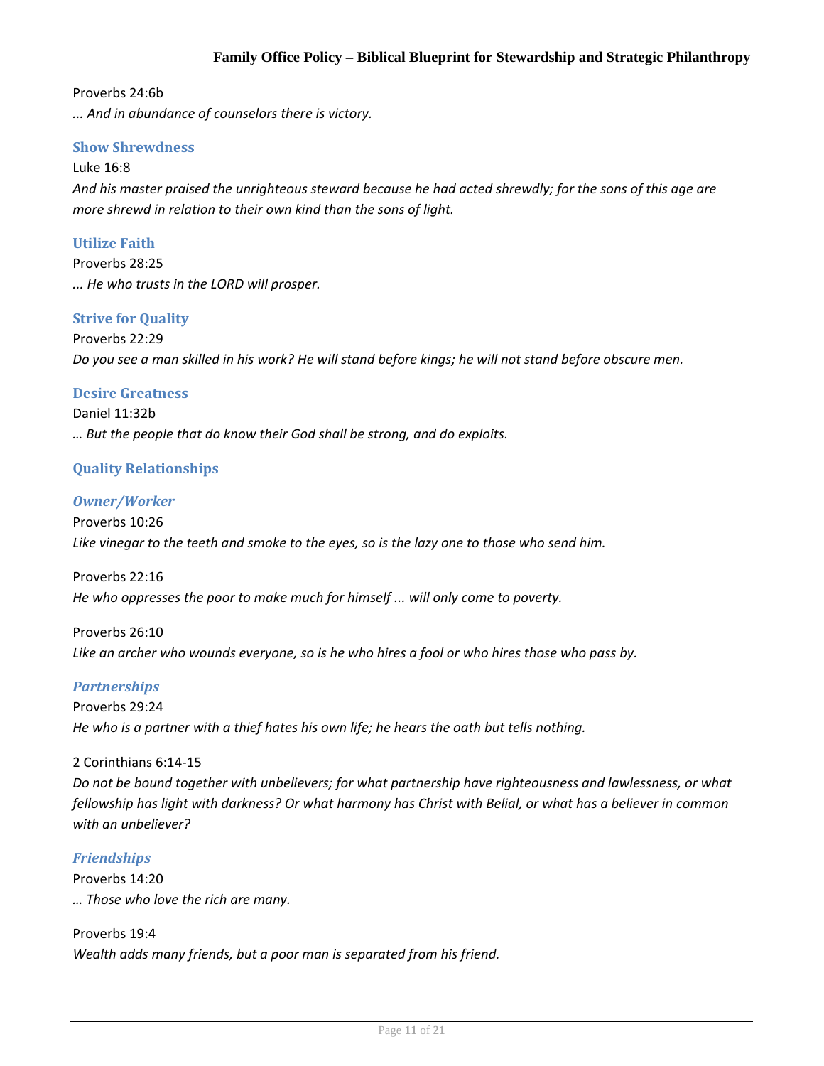Proverbs 24:6b

*... And in abundance of counselors there is victory.*

### Show Shrewdness

Luke 16:8

*And his master praised the unrighteous steward because he had acted shrewdly; for the sons of this age are more shrewd in relation to their own kind than the sons of light.*

### Utilize Faith

Proverbs 28:25

*... He who trusts in the LORD will prosper.*

### Strive for Quality

Proverbs 22:29

*Do you see a man skilled in his work? He will stand before kings; he will not stand before obscure men.*

### Desire Greatness

Daniel 11:32b

*… But the people that do know their God shall be strong, and do exploits.*

### Quality Relationships

#### *Owner/Worker*

Proverbs 10:26

*Like vinegar to the teeth and smoke to the eyes, so is the lazy one to those who send him.*

Proverbs 22:16

*He who oppresses the poor to make much for himself ... will only come to poverty.*

Proverbs 26:10

*Like an archer who wounds everyone, so is he who hires a fool or who hires those who pass by.*

#### *Partnerships*

Proverbs 29:24

*He who is a partner with a thief hates his own life; he hears the oath but tells nothing.*

2 Corinthians 6:14-15

*Do not be bound together with unbelievers; for what partnership have righteousness and lawlessness, or what fellowship has light with darkness? Or what harmony has Christ with Belial, or what has a believer in common with an unbeliever?*

#### *Friendships*

Proverbs 14:20

*… Those who love the rich are many.*

Proverbs 19:4

*Wealth adds many friends, but a poor man is separated from his friend.*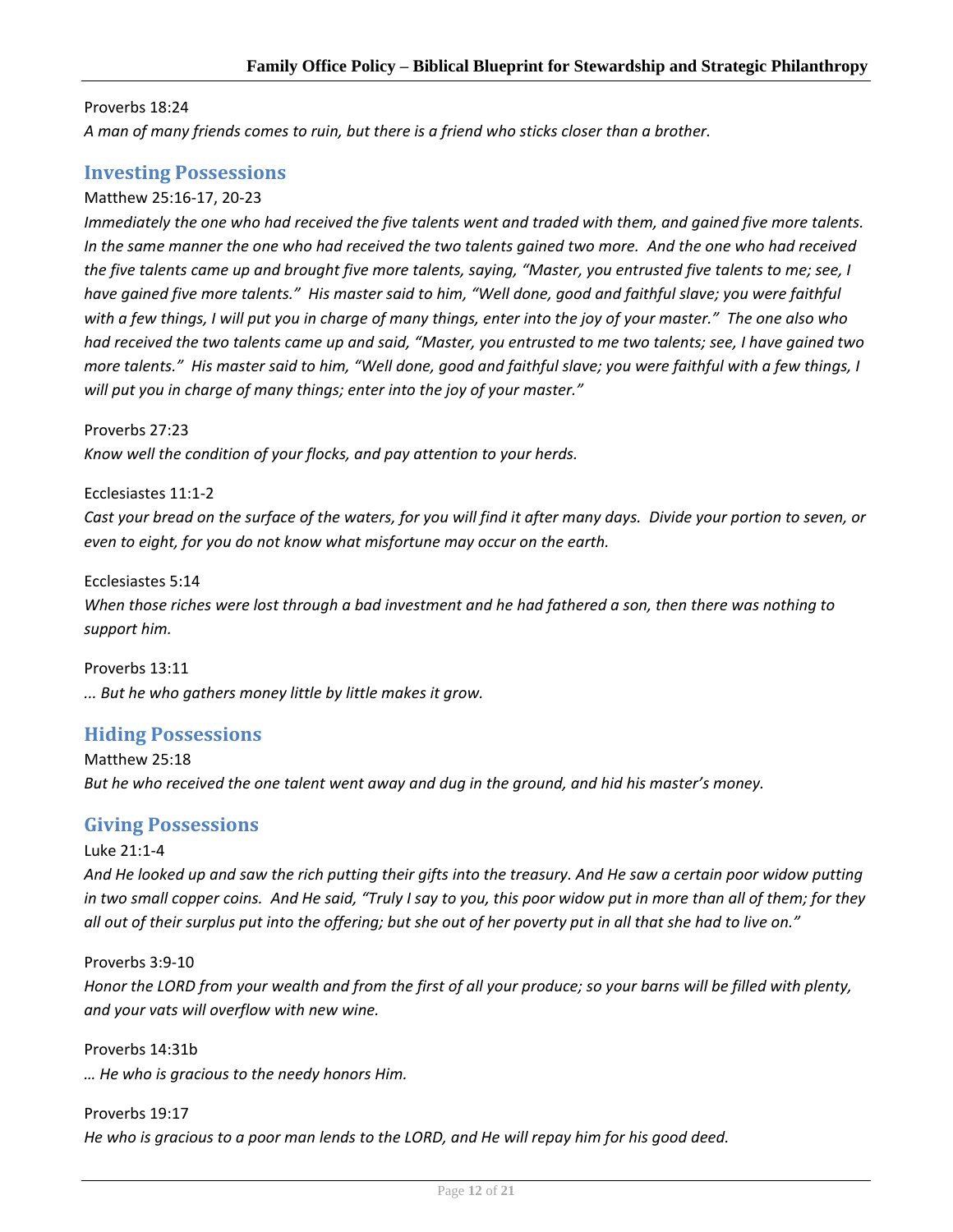Proverbs 18:24

*A man of many friends comes to ruin, but there is a friend who sticks closer than a brother.*

## Investing Possessions

Matthew 25:16-17, 20-23

*Immediately the one who had received the five talents went and traded with them, and gained five more talents. In the same manner the one who had received the two talents gained two more. And the one who had received the five talents came up and brought five more talents, saying, "Master, you entrusted five talents to me; see, I have gained five more talents." His master said to him, "Well done, good and faithful slave; you were faithful with a few things, I will put you in charge of many things, enter into the joy of your master." The one also who had received the two talents came up and said, "Master, you entrusted to me two talents; see, I have gained two more talents." His master said to him, "Well done, good and faithful slave; you were faithful with a few things, I will put you in charge of many things; enter into the joy of your master."*

Proverbs 27:23

*Know well the condition of your flocks, and pay attention to your herds.*

Ecclesiastes 11:1-2

*Cast your bread on the surface of the waters, for you will find it after many days. Divide your portion to seven, or even to eight, for you do not know what misfortune may occur on the earth.*

Ecclesiastes 5:14

*When those riches were lost through a bad investment and he had fathered a son, then there was nothing to support him.*

Proverbs 13:11

*... But he who gathers money little by little makes it grow.*

## Hiding Possessions

Matthew 25:18

*But he who received the one talent went away and dug in the ground, and hid his master's money.*

## Giving Possessions

Luke 21:1-4

*And He looked up and saw the rich putting their gifts into the treasury. And He saw a certain poor widow putting in two small copper coins. And He said, "Truly I say to you, this poor widow put in more than all of them; for they all out of their surplus put into the offering; but she out of her poverty put in all that she had to live on."*

Proverbs 3:9-10

*Honor the LORD from your wealth and from the first of all your produce; so your barns will be filled with plenty, and your vats will overflow with new wine.*

Proverbs 14:31b

*… He who is gracious to the needy honors Him.*

Proverbs 19:17

*He who is gracious to a poor man lends to the LORD, and He will repay him for his good deed.*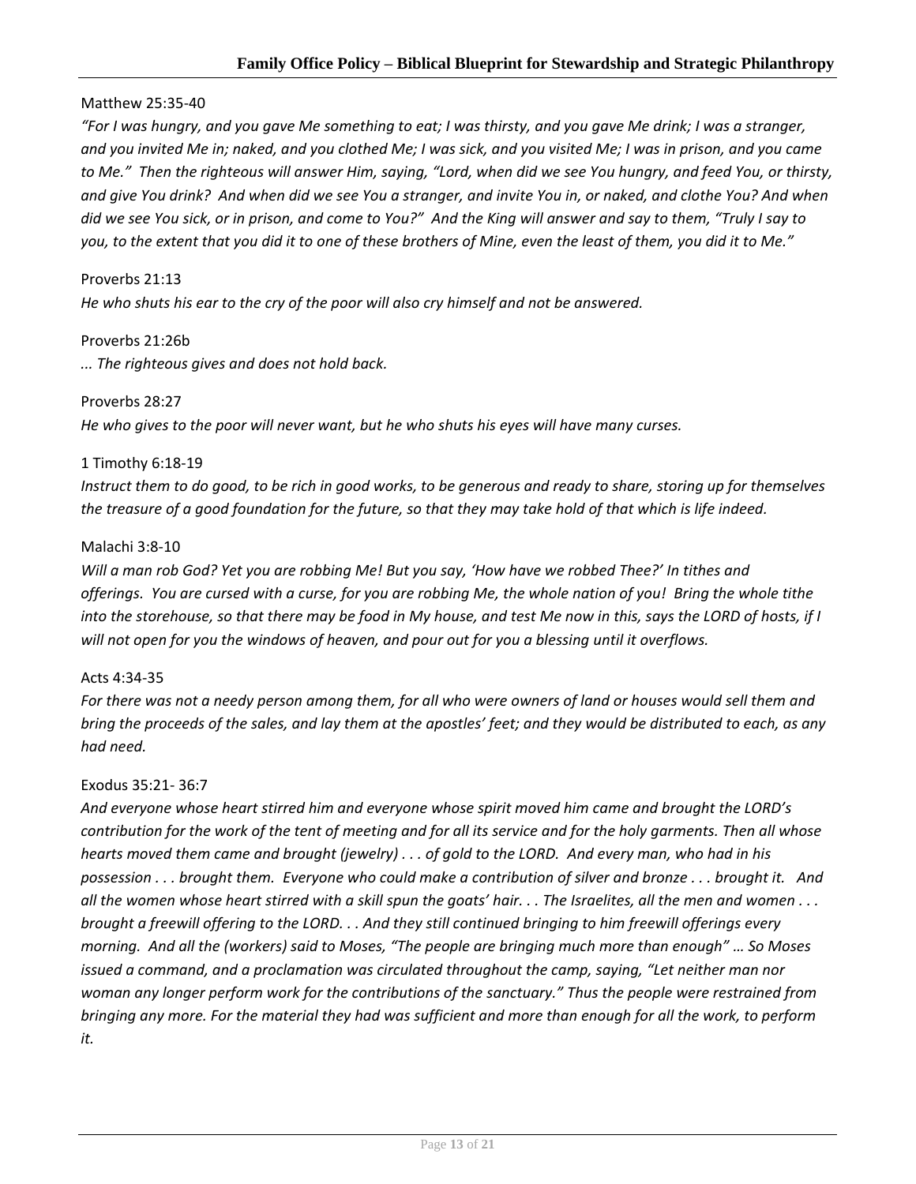Matthew 25:35-40

*"For I was hungry, and you gave Me something to eat; I was thirsty, and you gave Me drink; I was a stranger, and you invited Me in; naked, and you clothed Me; I was sick, and you visited Me; I was in prison, and you came to Me." Then the righteous will answer Him, saying, "Lord, when did we see You hungry, and feed You, or thirsty, and give You drink? And when did we see You a stranger, and invite You in, or naked, and clothe You? And when did we see You sick, or in prison, and come to You?" And the King will answer and say to them, "Truly I say to you, to the extent that you did it to one of these brothers of Mine, even the least of them, you did it to Me."*

Proverbs 21:13

*He who shuts his ear to the cry of the poor will also cry himself and not be answered.*

Proverbs 21:26b

*... The righteous gives and does not hold back.*

Proverbs 28:27

*He who gives to the poor will never want, but he who shuts his eyes will have many curses.*

1 Timothy 6:18-19

*Instruct them to do good, to be rich in good works, to be generous and ready to share, storing up for themselves the treasure of a good foundation for the future, so that they may take hold of that which is life indeed.*

Malachi 3:8-10

*Will a man rob God? Yet you are robbing Me! But you say, 'How have we robbed Thee?' In tithes and offerings. You are cursed with a curse, for you are robbing Me, the whole nation of you! Bring the whole tithe into the storehouse, so that there may be food in My house, and test Me now in this, says the LORD of hosts, if I will not open for you the windows of heaven, and pour out for you a blessing until it overflows.*

Acts 4:34-35

*For there was not a needy person among them, for all who were owners of land or houses would sell them and bring the proceeds of the sales, and lay them at the apostles' feet; and they would be distributed to each, as any had need.*

Exodus 35:21- 36:7

*And everyone whose heart stirred him and everyone whose spirit moved him came and brought the LORD's contribution for the work of the tent of meeting and for all its service and for the holy garments. Then all whose hearts moved them came and brought (jewelry) . . . of gold to the LORD. And every man, who had in his possession . . . brought them. Everyone who could make a contribution of silver and bronze . . . brought it. And all the women whose heart stirred with a skill spun the goats' hair. . . The Israelites, all the men and women . . . brought a freewill offering to the LORD. . . And they still continued bringing to him freewill offerings every morning. And all the (workers) said to Moses, "The people are bringing much more than enough" … So Moses issued a command, and a proclamation was circulated throughout the camp, saying, "Let neither man nor woman any longer perform work for the contributions of the sanctuary." Thus the people were restrained from bringing any more. For the material they had was sufficient and more than enough for all the work, to perform it.*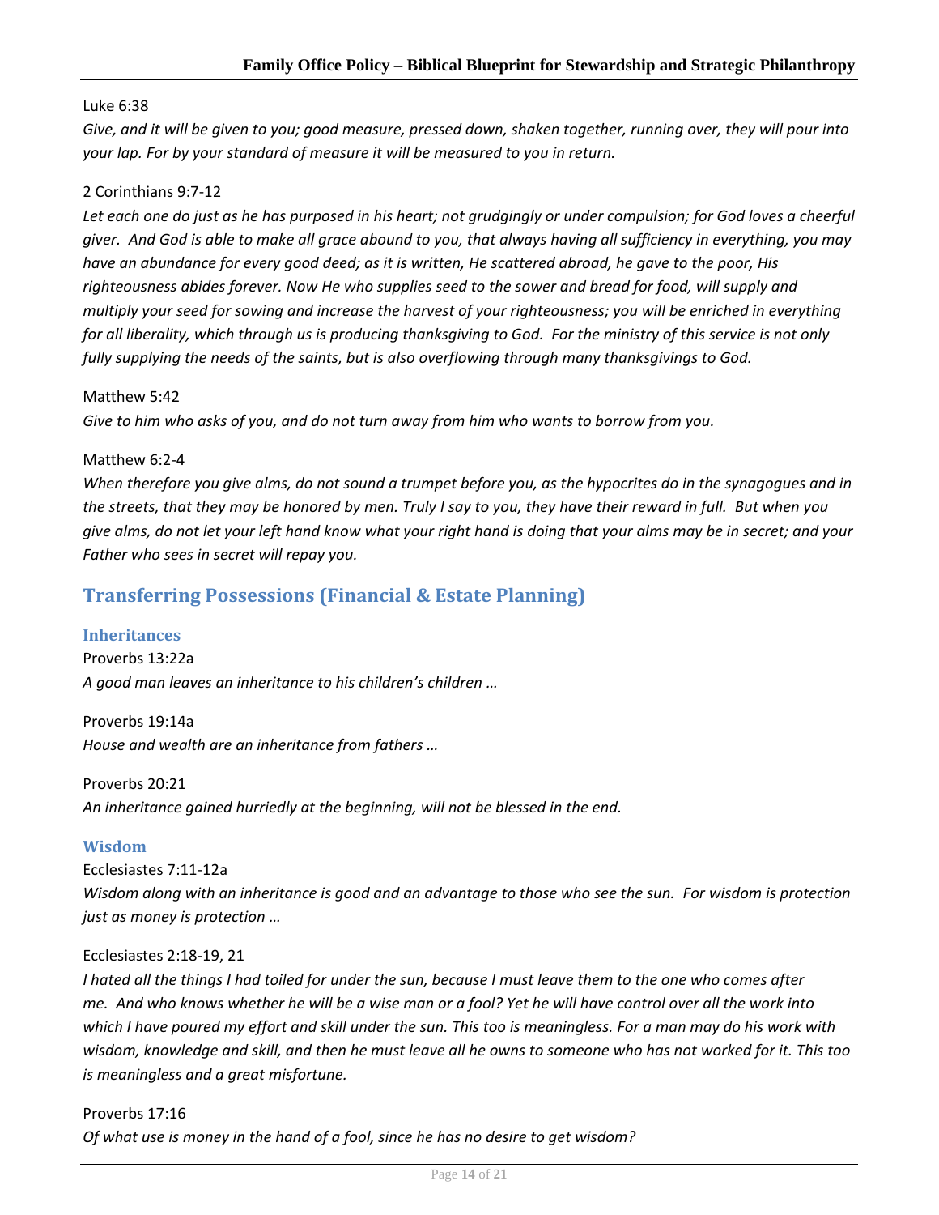Luke 6:38

*Give, and it will be given to you; good measure, pressed down, shaken together, running over, they will pour into your lap. For by your standard of measure it will be measured to you in return.*

2 Corinthians 9:7-12

*Let each one do just as he has purposed in his heart; not grudgingly or under compulsion; for God loves a cheerful giver. And God is able to make all grace abound to you, that always having all sufficiency in everything, you may have an abundance for every good deed; as it is written, He scattered abroad, he gave to the poor, His righteousness abides forever. Now He who supplies seed to the sower and bread for food, will supply and multiply your seed for sowing and increase the harvest of your righteousness; you will be enriched in everything for all liberality, which through us is producing thanksgiving to God. For the ministry of this service is not only fully supplying the needs of the saints, but is also overflowing through many thanksgivings to God.*

Matthew 5:42

*Give to him who asks of you, and do not turn away from him who wants to borrow from you.*

Matthew 6:2-4

*When therefore you give alms, do not sound a trumpet before you, as the hypocrites do in the synagogues and in the streets, that they may be honored by men. Truly I say to you, they have their reward in full. But when you give alms, do not let your left hand know what your right hand is doing that your alms may be in secret; and your Father who sees in secret will repay you.*

## Transferring Possessions (Financial & Estate Planning)

### Inheritances

Proverbs 13:22a

*A good man leaves an inheritance to his children's children …*

Proverbs 19:14a

*House and wealth are an inheritance from fathers …*

Proverbs 20:21

*An inheritance gained hurriedly at the beginning, will not be blessed in the end.*

### Wisdom

Ecclesiastes 7:11-12a

*Wisdom along with an inheritance is good and an advantage to those who see the sun. For wisdom is protection just as money is protection …*

Ecclesiastes 2:18-19, 21

*I hated all the things I had toiled for under the sun, because I must leave them to the one who comes after me. And who knows whether he will be a wise man or a fool? Yet he will have control over all the work into which I have poured my effort and skill under the sun. This too is meaningless. For a man may do his work with wisdom, knowledge and skill, and then he must leave all he owns to someone who has not worked for it. This too is meaningless and a great misfortune.*

Proverbs 17:16

*Of what use is money in the hand of a fool, since he has no desire to get wisdom?*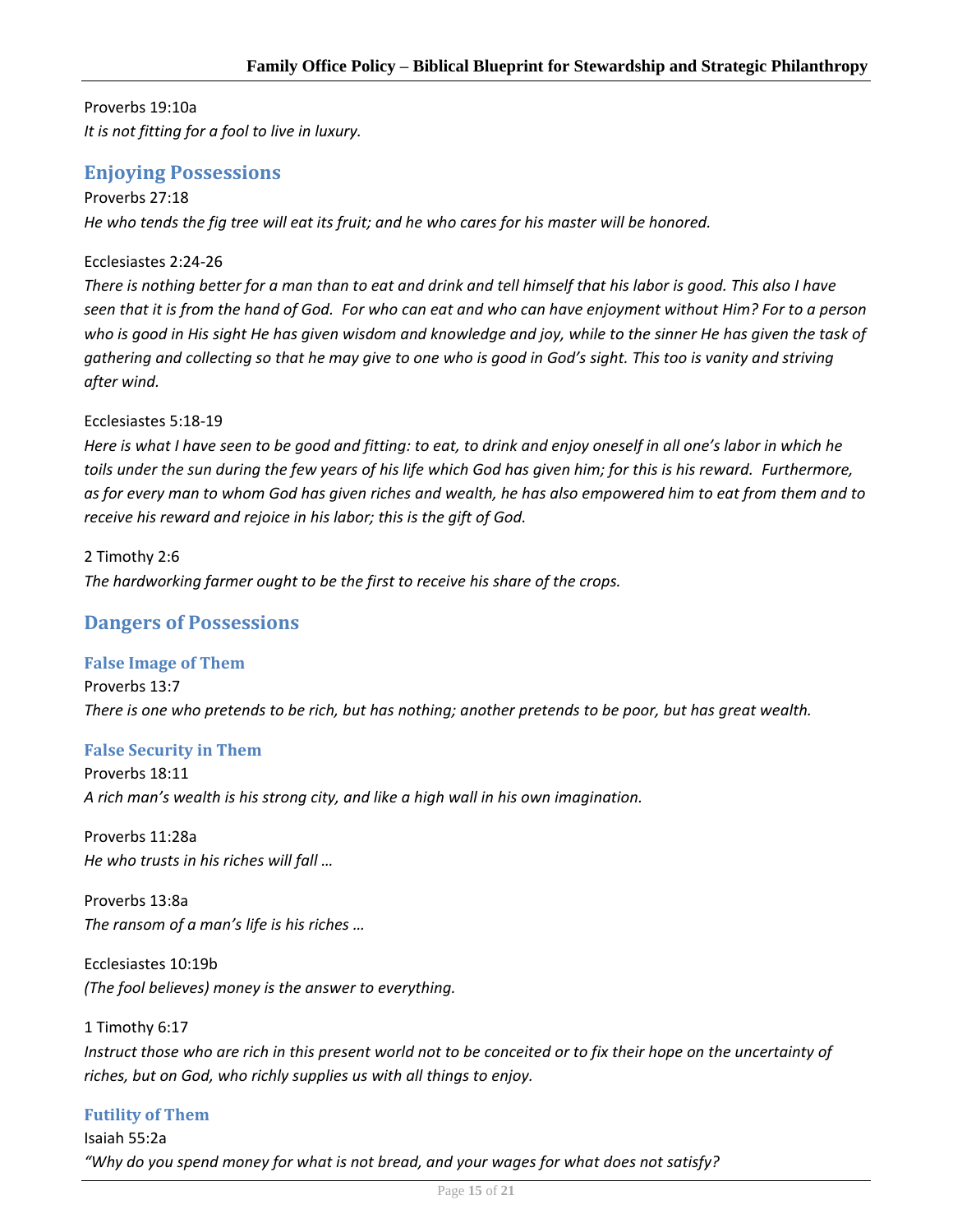Proverbs 19:10a

*It is not fitting for a fool to live in luxury.*

## Enjoying Possessions

Proverbs 27:18

*He who tends the fig tree will eat its fruit; and he who cares for his master will be honored.*

Ecclesiastes 2:24-26

*There is nothing better for a man than to eat and drink and tell himself that his labor is good. This also I have seen that it is from the hand of God. For who can eat and who can have enjoyment without Him? For to a person who is good in His sight He has given wisdom and knowledge and joy, while to the sinner He has given the task of gathering and collecting so that he may give to one who is good in God's sight. This too is vanity and striving after wind.*

Ecclesiastes 5:18-19

*Here is what I have seen to be good and fitting: to eat, to drink and enjoy oneself in all one's labor in which he toils under the sun during the few years of his life which God has given him; for this is his reward. Furthermore, as for every man to whom God has given riches and wealth, he has also empowered him to eat from them and to receive his reward and rejoice in his labor; this is the gift of God.*

2 Timothy 2:6

*The hardworking farmer ought to be the first to receive his share of the crops.*

## Dangers of Possessions

### False Image of Them

Proverbs 13:7

*There is one who pretends to be rich, but has nothing; another pretends to be poor, but has great wealth.*

### False Security in Them

Proverbs 18:11

*A rich man's wealth is his strong city, and like a high wall in his own imagination.*

Proverbs 11:28a

*He who trusts in his riches will fall …*

Proverbs 13:8a

*The ransom of a man's life is his riches …*

Ecclesiastes 10:19b

*(The fool believes) money is the answer to everything.*

1 Timothy 6:17

*Instruct those who are rich in this present world not to be conceited or to fix their hope on the uncertainty of riches, but on God, who richly supplies us with all things to enjoy.*

### Futility of Them

Isaiah 55:2a

*"Why do you spend money for what is not bread, and your wages for what does not satisfy?*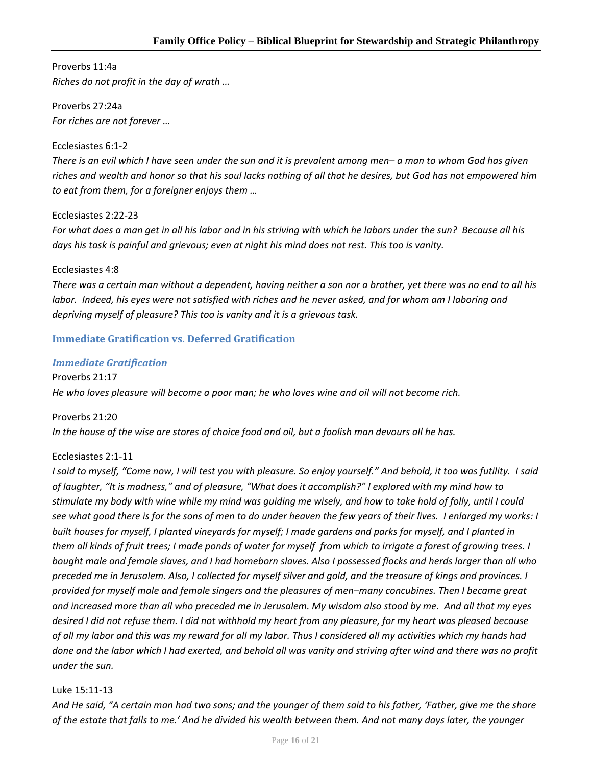Proverbs 11:4a
*Riches do not profit in the day of wrath …*

Proverbs 27:24a
*For riches are not forever …*

Ecclesiastes 6:1-2
*There is an evil which I have seen under the sun and it is prevalent among men– a man to whom God has given riches and wealth and honor so that his soul lacks nothing of all that he desires, but God has not empowered him to eat from them, for a foreigner enjoys them …*

Ecclesiastes 2:22-23
*For what does a man get in all his labor and in his striving with which he labors under the sun? Because all his days his task is painful and grievous; even at night his mind does not rest. This too is vanity.*

Ecclesiastes 4:8
*There was a certain man without a dependent, having neither a son nor a brother, yet there was no end to all his labor. Indeed, his eyes were not satisfied with riches and he never asked, and for whom am I laboring and depriving myself of pleasure? This too is vanity and it is a grievous task.*

## Immediate Gratification vs. Deferred Gratification

### *Immediate Gratification*

Proverbs 21:17
*He who loves pleasure will become a poor man; he who loves wine and oil will not become rich.*

Proverbs 21:20
*In the house of the wise are stores of choice food and oil, but a foolish man devours all he has.*

Ecclesiastes 2:1-11
*I said to myself, "Come now, I will test you with pleasure. So enjoy yourself." And behold, it too was futility. I said of laughter, "It is madness," and of pleasure, "What does it accomplish?" I explored with my mind how to stimulate my body with wine while my mind was guiding me wisely, and how to take hold of folly, until I could see what good there is for the sons of men to do under heaven the few years of their lives. I enlarged my works: I built houses for myself, I planted vineyards for myself; I made gardens and parks for myself, and I planted in them all kinds of fruit trees; I made ponds of water for myself from which to irrigate a forest of growing trees. I bought male and female slaves, and I had homeborn slaves. Also I possessed flocks and herds larger than all who preceded me in Jerusalem. Also, I collected for myself silver and gold, and the treasure of kings and provinces. I provided for myself male and female singers and the pleasures of men–many concubines. Then I became great and increased more than all who preceded me in Jerusalem. My wisdom also stood by me. And all that my eyes desired I did not refuse them. I did not withhold my heart from any pleasure, for my heart was pleased because of all my labor and this was my reward for all my labor. Thus I considered all my activities which my hands had done and the labor which I had exerted, and behold all was vanity and striving after wind and there was no profit under the sun.*

Luke 15:11-13
*And He said, "A certain man had two sons; and the younger of them said to his father, 'Father, give me the share of the estate that falls to me.' And he divided his wealth between them. And not many days later, the younger*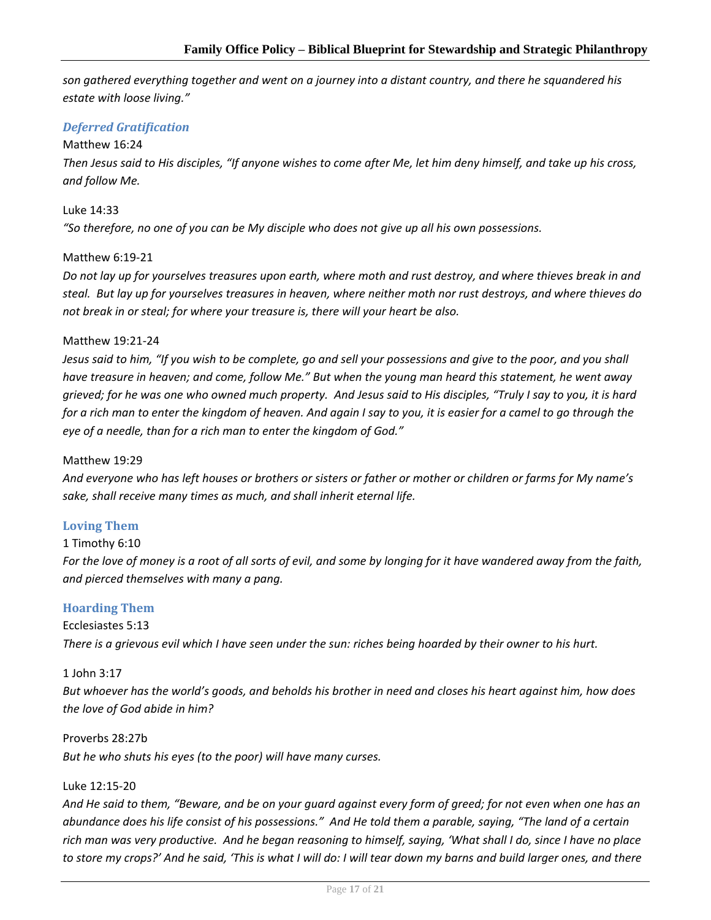*son gathered everything together and went on a journey into a distant country, and there he squandered his estate with loose living."*

### *Deferred Gratification*

Matthew 16:24
*Then Jesus said to His disciples, "If anyone wishes to come after Me, let him deny himself, and take up his cross, and follow Me.*

Luke 14:33
*"So therefore, no one of you can be My disciple who does not give up all his own possessions.*

Matthew 6:19-21
*Do not lay up for yourselves treasures upon earth, where moth and rust destroy, and where thieves break in and steal. But lay up for yourselves treasures in heaven, where neither moth nor rust destroys, and where thieves do not break in or steal; for where your treasure is, there will your heart be also.*

Matthew 19:21-24
*Jesus said to him, "If you wish to be complete, go and sell your possessions and give to the poor, and you shall have treasure in heaven; and come, follow Me." But when the young man heard this statement, he went away grieved; for he was one who owned much property. And Jesus said to His disciples, "Truly I say to you, it is hard for a rich man to enter the kingdom of heaven. And again I say to you, it is easier for a camel to go through the eye of a needle, than for a rich man to enter the kingdom of God."*

Matthew 19:29
*And everyone who has left houses or brothers or sisters or father or mother or children or farms for My name's sake, shall receive many times as much, and shall inherit eternal life.*

### Loving Them

1 Timothy 6:10
*For the love of money is a root of all sorts of evil, and some by longing for it have wandered away from the faith, and pierced themselves with many a pang.*

### Hoarding Them

Ecclesiastes 5:13
*There is a grievous evil which I have seen under the sun: riches being hoarded by their owner to his hurt.*

1 John 3:17
*But whoever has the world's goods, and beholds his brother in need and closes his heart against him, how does the love of God abide in him?*

Proverbs 28:27b
*But he who shuts his eyes (to the poor) will have many curses.*

Luke 12:15-20
*And He said to them, "Beware, and be on your guard against every form of greed; for not even when one has an abundance does his life consist of his possessions." And He told them a parable, saying, "The land of a certain rich man was very productive. And he began reasoning to himself, saying, 'What shall I do, since I have no place to store my crops?' And he said, 'This is what I will do: I will tear down my barns and build larger ones, and there*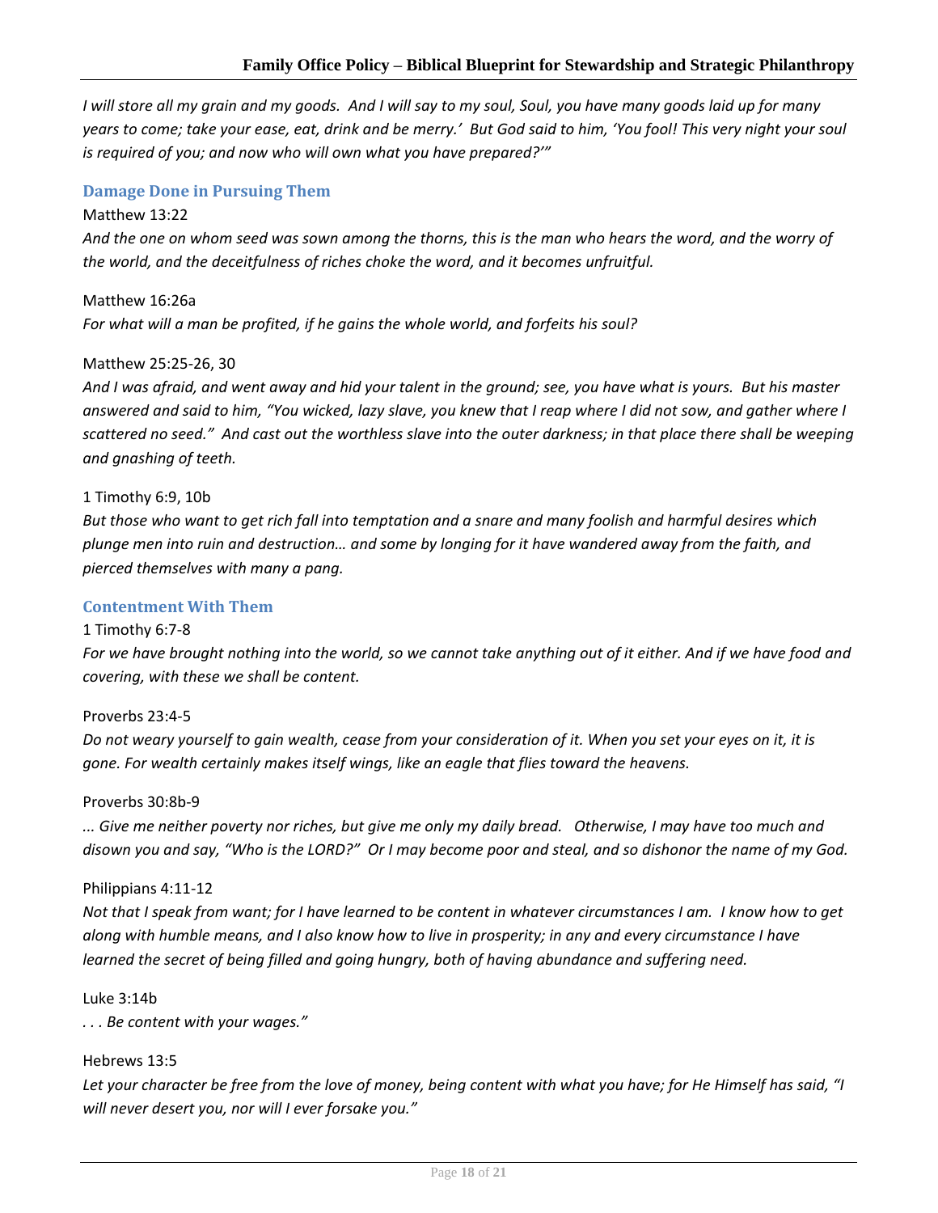*I will store all my grain and my goods. And I will say to my soul, Soul, you have many goods laid up for many years to come; take your ease, eat, drink and be merry.' But God said to him, 'You fool! This very night your soul is required of you; and now who will own what you have prepared?'"*

### Damage Done in Pursuing Them

Matthew 13:22

*And the one on whom seed was sown among the thorns, this is the man who hears the word, and the worry of the world, and the deceitfulness of riches choke the word, and it becomes unfruitful.*

Matthew 16:26a

*For what will a man be profited, if he gains the whole world, and forfeits his soul?*

Matthew 25:25-26, 30

*And I was afraid, and went away and hid your talent in the ground; see, you have what is yours. But his master answered and said to him, "You wicked, lazy slave, you knew that I reap where I did not sow, and gather where I scattered no seed." And cast out the worthless slave into the outer darkness; in that place there shall be weeping and gnashing of teeth.*

1 Timothy 6:9, 10b

*But those who want to get rich fall into temptation and a snare and many foolish and harmful desires which plunge men into ruin and destruction… and some by longing for it have wandered away from the faith, and pierced themselves with many a pang.*

### Contentment With Them

1 Timothy 6:7-8

*For we have brought nothing into the world, so we cannot take anything out of it either. And if we have food and covering, with these we shall be content.*

Proverbs 23:4-5

*Do not weary yourself to gain wealth, cease from your consideration of it. When you set your eyes on it, it is gone. For wealth certainly makes itself wings, like an eagle that flies toward the heavens.*

Proverbs 30:8b-9

*... Give me neither poverty nor riches, but give me only my daily bread. Otherwise, I may have too much and disown you and say, "Who is the LORD?" Or I may become poor and steal, and so dishonor the name of my God.*

Philippians 4:11-12

*Not that I speak from want; for I have learned to be content in whatever circumstances I am. I know how to get along with humble means, and I also know how to live in prosperity; in any and every circumstance I have learned the secret of being filled and going hungry, both of having abundance and suffering need.*

Luke 3:14b

*. . . Be content with your wages."*

Hebrews 13:5

*Let your character be free from the love of money, being content with what you have; for He Himself has said, "I will never desert you, nor will I ever forsake you."*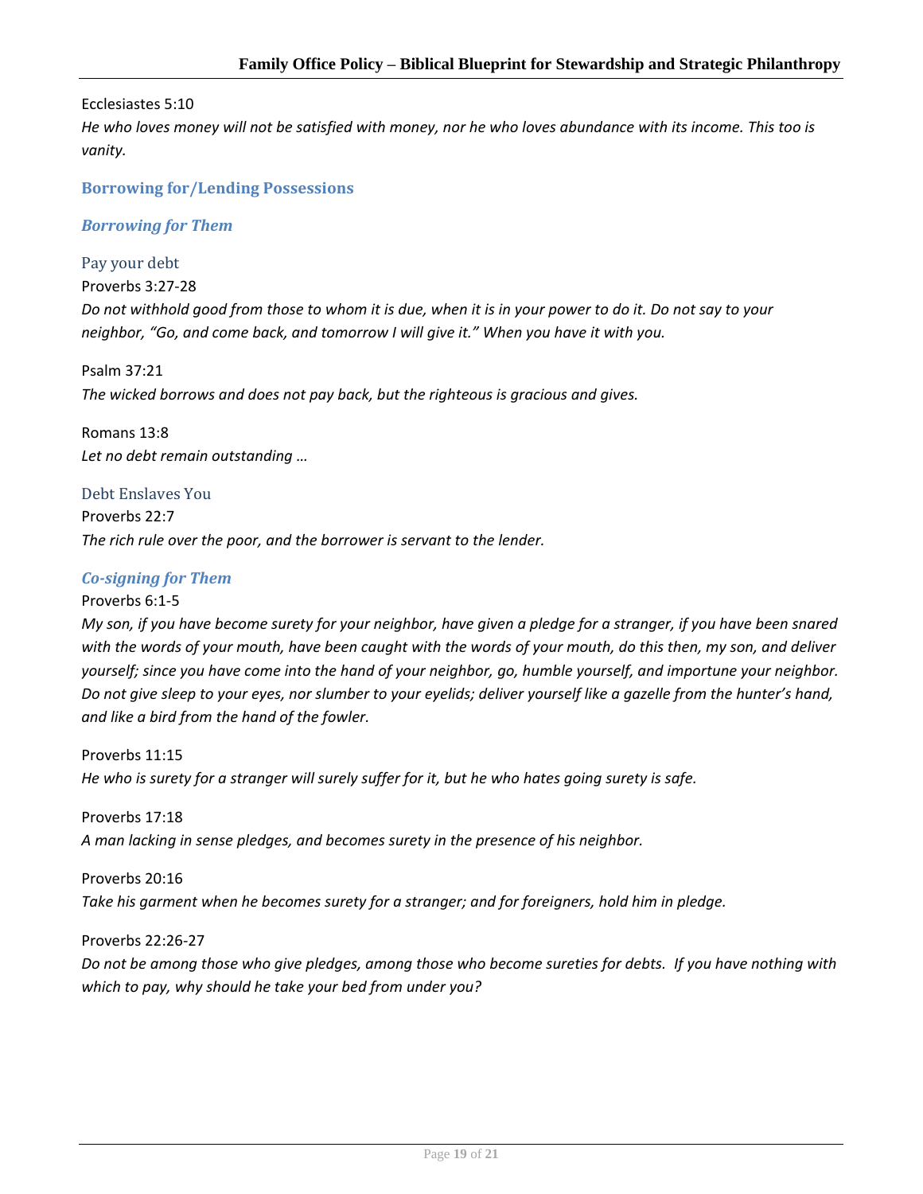Ecclesiastes 5:10

*He who loves money will not be satisfied with money, nor he who loves abundance with its income. This too is vanity.*

## Borrowing for/Lending Possessions

### *Borrowing for Them*

#### Pay your debt

Proverbs 3:27-28

*Do not withhold good from those to whom it is due, when it is in your power to do it. Do not say to your neighbor, "Go, and come back, and tomorrow I will give it." When you have it with you.*

Psalm 37:21

*The wicked borrows and does not pay back, but the righteous is gracious and gives.*

Romans 13:8

*Let no debt remain outstanding …*

#### Debt Enslaves You

Proverbs 22:7

*The rich rule over the poor, and the borrower is servant to the lender.*

### *Co-signing for Them*

Proverbs 6:1-5

*My son, if you have become surety for your neighbor, have given a pledge for a stranger, if you have been snared with the words of your mouth, have been caught with the words of your mouth, do this then, my son, and deliver yourself; since you have come into the hand of your neighbor, go, humble yourself, and importune your neighbor. Do not give sleep to your eyes, nor slumber to your eyelids; deliver yourself like a gazelle from the hunter's hand, and like a bird from the hand of the fowler.*

Proverbs 11:15

*He who is surety for a stranger will surely suffer for it, but he who hates going surety is safe.*

Proverbs 17:18

*A man lacking in sense pledges, and becomes surety in the presence of his neighbor.*

Proverbs 20:16

*Take his garment when he becomes surety for a stranger; and for foreigners, hold him in pledge.*

Proverbs 22:26-27

*Do not be among those who give pledges, among those who become sureties for debts. If you have nothing with which to pay, why should he take your bed from under you?*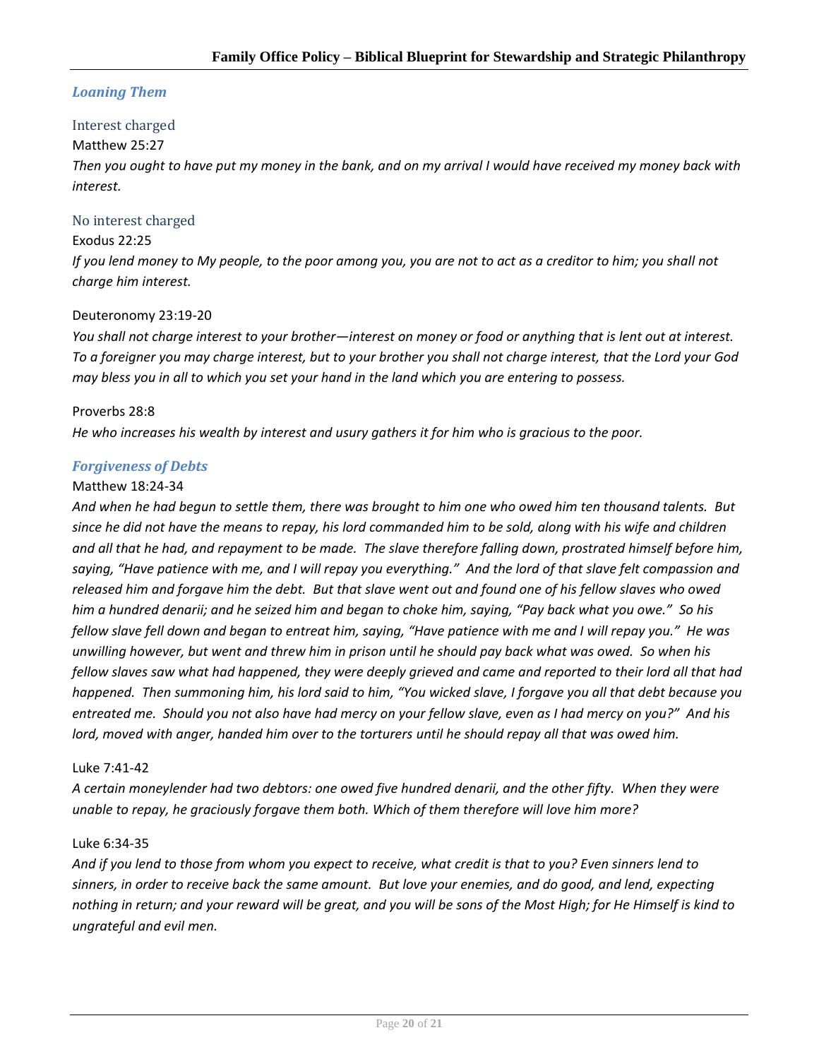### *Loaning Them*

#### Interest charged

Matthew 25:27

*Then you ought to have put my money in the bank, and on my arrival I would have received my money back with interest.*

#### No interest charged

Exodus 22:25

*If you lend money to My people, to the poor among you, you are not to act as a creditor to him; you shall not charge him interest.*

Deuteronomy 23:19-20

*You shall not charge interest to your brother—interest on money or food or anything that is lent out at interest. To a foreigner you may charge interest, but to your brother you shall not charge interest, that the Lord your God may bless you in all to which you set your hand in the land which you are entering to possess.*

Proverbs 28:8

*He who increases his wealth by interest and usury gathers it for him who is gracious to the poor.*

### *Forgiveness of Debts*

Matthew 18:24-34

*And when he had begun to settle them, there was brought to him one who owed him ten thousand talents. But since he did not have the means to repay, his lord commanded him to be sold, along with his wife and children and all that he had, and repayment to be made. The slave therefore falling down, prostrated himself before him, saying, "Have patience with me, and I will repay you everything." And the lord of that slave felt compassion and released him and forgave him the debt. But that slave went out and found one of his fellow slaves who owed him a hundred denarii; and he seized him and began to choke him, saying, "Pay back what you owe." So his fellow slave fell down and began to entreat him, saying, "Have patience with me and I will repay you." He was unwilling however, but went and threw him in prison until he should pay back what was owed. So when his fellow slaves saw what had happened, they were deeply grieved and came and reported to their lord all that had happened. Then summoning him, his lord said to him, "You wicked slave, I forgave you all that debt because you entreated me. Should you not also have had mercy on your fellow slave, even as I had mercy on you?" And his lord, moved with anger, handed him over to the torturers until he should repay all that was owed him.*

Luke 7:41-42

*A certain moneylender had two debtors: one owed five hundred denarii, and the other fifty. When they were unable to repay, he graciously forgave them both. Which of them therefore will love him more?*

Luke 6:34-35

*And if you lend to those from whom you expect to receive, what credit is that to you? Even sinners lend to sinners, in order to receive back the same amount. But love your enemies, and do good, and lend, expecting nothing in return; and your reward will be great, and you will be sons of the Most High; for He Himself is kind to ungrateful and evil men.*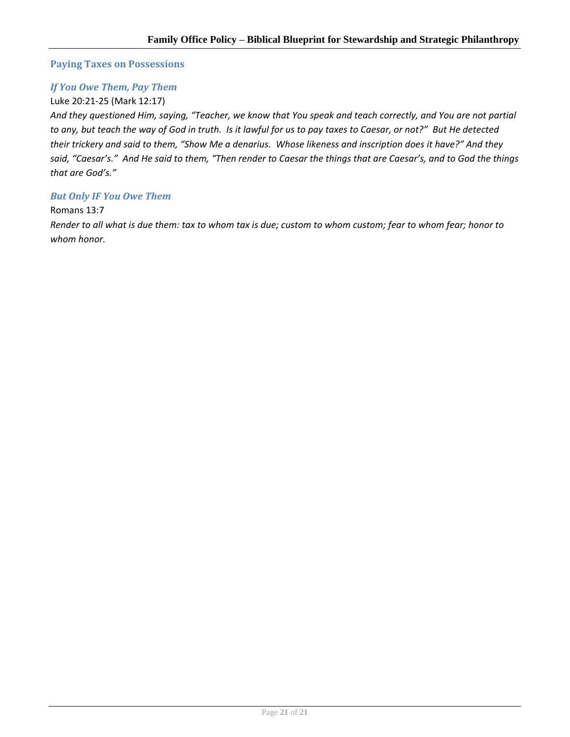## Paying Taxes on Possessions

### *If You Owe Them, Pay Them*

Luke 20:21-25 (Mark 12:17)

*And they questioned Him, saying, "Teacher, we know that You speak and teach correctly, and You are not partial to any, but teach the way of God in truth. Is it lawful for us to pay taxes to Caesar, or not?" But He detected their trickery and said to them, "Show Me a denarius. Whose likeness and inscription does it have?" And they said, "Caesar's." And He said to them, "Then render to Caesar the things that are Caesar's, and to God the things that are God's."*

### *But Only IF You Owe Them*

Romans 13:7

*Render to all what is due them: tax to whom tax is due; custom to whom custom; fear to whom fear; honor to whom honor.*